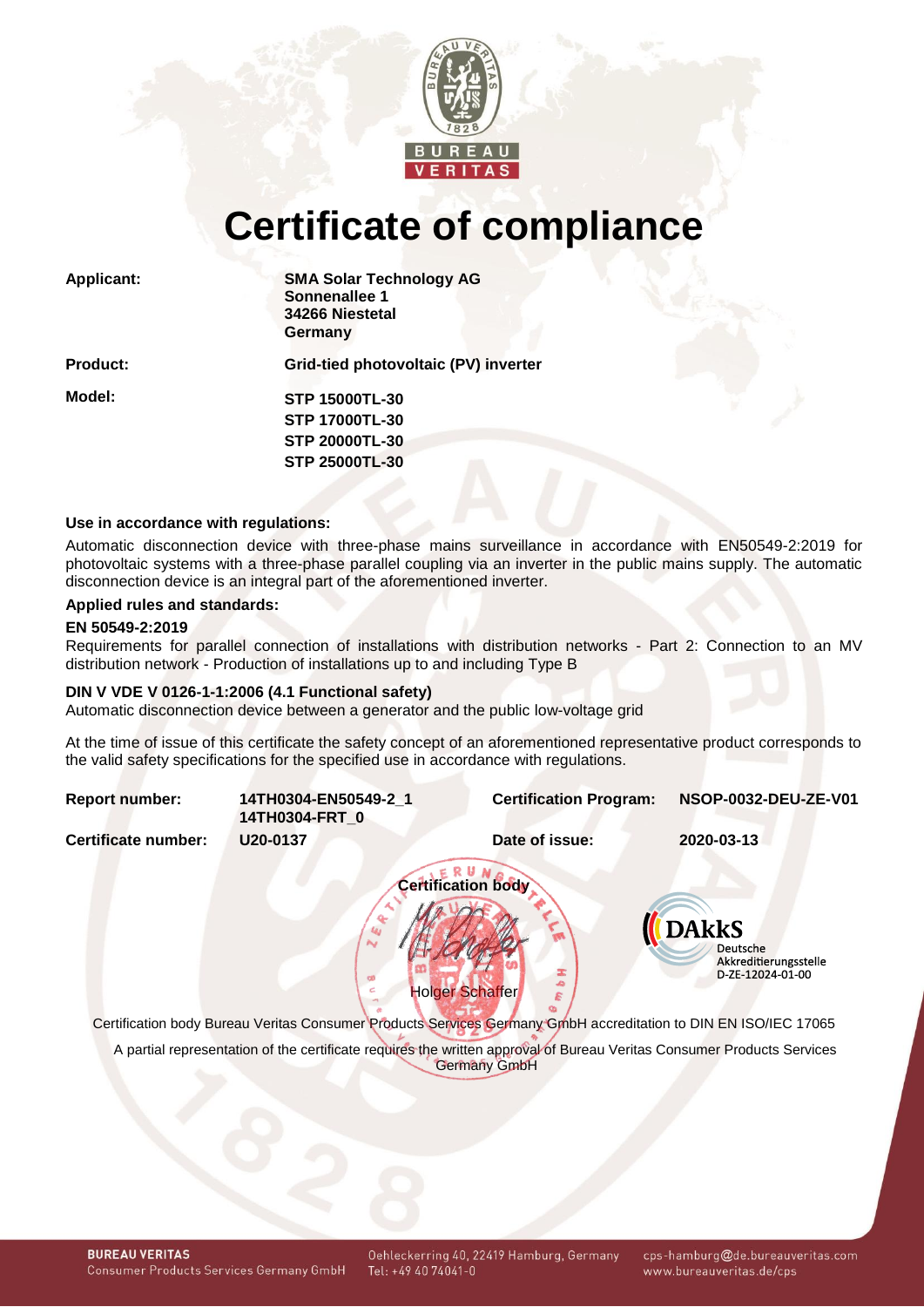# Certificate of compliance

| | |
|---|---|
| **Applicant:** | **SMA Solar Technology AG**<br>**Sonnenallee 1**<br>**34266 Niestetal**<br>**Germany** |
| **Product:** | **Grid-tied photovoltaic (PV) inverter** |
| **Model:** | **STP 15000TL-30**<br>**STP 17000TL-30**<br>**STP 20000TL-30**<br>**STP 25000TL-30** |

**Use in accordance with regulations:**

Automatic disconnection device with three-phase mains surveillance in accordance with EN50549-2:2019 for photovoltaic systems with a three-phase parallel coupling via an inverter in the public mains supply. The automatic disconnection device is an integral part of the aforementioned inverter.

**Applied rules and standards:**

**EN 50549-2:2019**
Requirements for parallel connection of installations with distribution networks - Part 2: Connection to an MV distribution network - Production of installations up to and including Type B

**DIN V VDE V 0126-1-1:2006 (4.1 Functional safety)**
Automatic disconnection device between a generator and the public low-voltage grid

At the time of issue of this certificate the safety concept of an aforementioned representative product corresponds to the valid safety specifications for the specified use in accordance with regulations.

| | | | |
|---|---|---|---|
| **Report number:** | **14TH0304-EN50549-2_1**<br>**14TH0304-FRT_0** | **Certification Program:** | **NSOP-0032-DEU-ZE-V01** |
| **Certificate number:** | **U20-0137** | **Date of issue:** | **2020-03-13** |

**Certification body**

Holger Schaffer

DAkkS Deutsche Akkreditierungsstelle D-ZE-12024-01-00

Certification body Bureau Veritas Consumer Products Services Germany GmbH accreditation to DIN EN ISO/IEC 17065

A partial representation of the certificate requires the written approval of Bureau Veritas Consumer Products Services Germany GmbH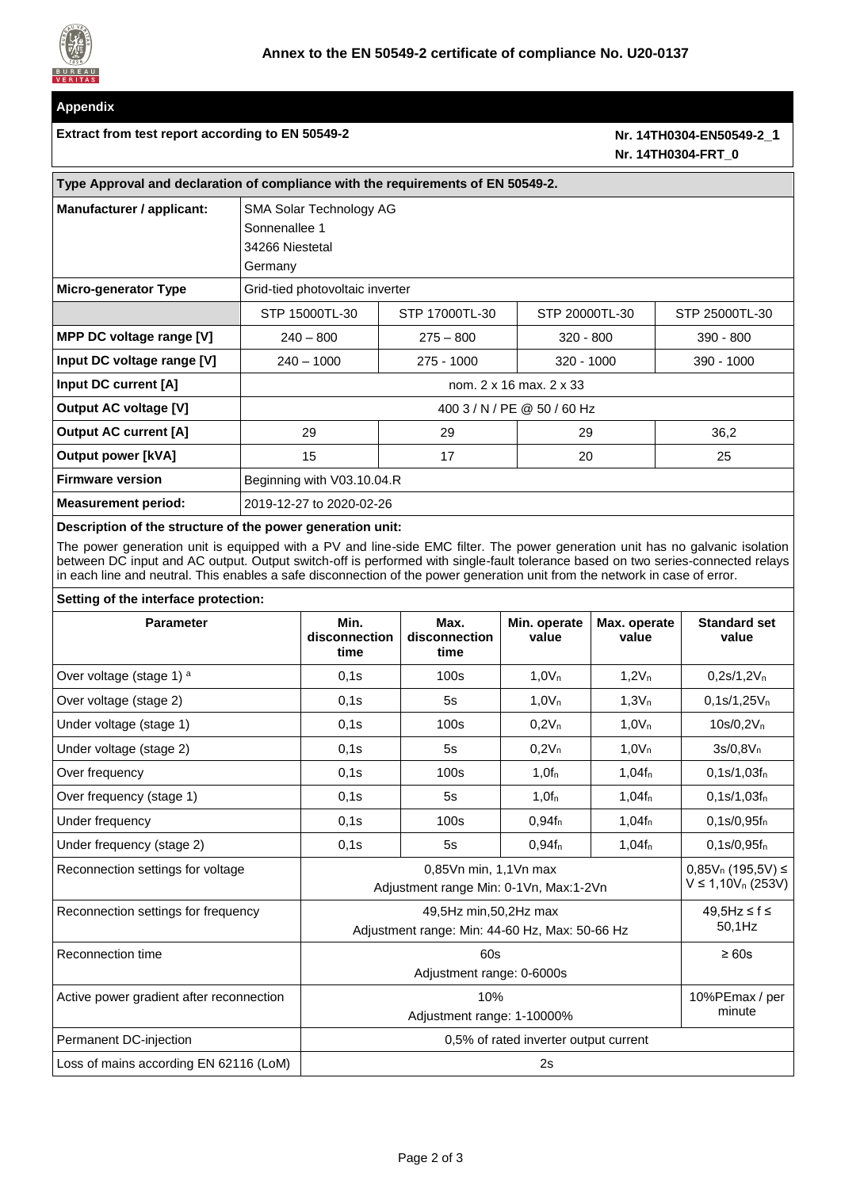## Annex to the EN 50549-2 certificate of compliance No. U20-0137

### Appendix

**Extract from test report according to EN 50549-2**

**Nr. 14TH0304-EN50549-2_1**
**Nr. 14TH0304-FRT_0**

| **Type Approval and declaration of compliance with the requirements of EN 50549-2.** | | | | |
|---|---|---|---|---|
| **Manufacturer / applicant:** | SMA Solar Technology AG<br>Sonnenallee 1<br>34266 Niestetal<br>Germany | | | |
| **Micro-generator Type** | Grid-tied photovoltaic inverter | | | |
| | STP 15000TL-30 | STP 17000TL-30 | STP 20000TL-30 | STP 25000TL-30 |
| **MPP DC voltage range [V]** | 240 – 800 | 275 – 800 | 320 - 800 | 390 - 800 |
| **Input DC voltage range [V]** | 240 – 1000 | 275 - 1000 | 320 - 1000 | 390 - 1000 |
| **Input DC current [A]** | nom. 2 x 16 max. 2 x 33 | | | |
| **Output AC voltage [V]** | 400 3 / N / PE @ 50 / 60 Hz | | | |
| **Output AC current [A]** | 29 | 29 | 29 | 36,2 |
| **Output power [kVA]** | 15 | 17 | 20 | 25 |
| **Firmware version** | Beginning with V03.10.04.R | | | |
| **Measurement period:** | 2019-12-27 to 2020-02-26 | | | |

**Description of the structure of the power generation unit:**

The power generation unit is equipped with a PV and line-side EMC filter. The power generation unit has no galvanic isolation between DC input and AC output. Output switch-off is performed with single-fault tolerance based on two series-connected relays in each line and neutral. This enables a safe disconnection of the power generation unit from the network in case of error.

**Setting of the interface protection:**

| **Parameter** | **Min. disconnection time** | **Max. disconnection time** | **Min. operate value** | **Max. operate value** | **Standard set value** |
|---|---|---|---|---|---|
| Over voltage (stage 1) [a] | 0,1s | 100s | $1{,}0V_n$ | $1{,}2V_n$ | $0{,}2s/1{,}2V_n$ |
| Over voltage (stage 2) | 0,1s | 5s | $1{,}0V_n$ | $1{,}3V_n$ | $0{,}1s/1{,}25V_n$ |
| Under voltage (stage 1) | 0,1s | 100s | $0{,}2V_n$ | $1{,}0V_n$ | $10s/0{,}2V_n$ |
| Under voltage (stage 2) | 0,1s | 5s | $0{,}2V_n$ | $1{,}0V_n$ | $3s/0{,}8V_n$ |
| Over frequency | 0,1s | 100s | $1{,}0f_n$ | $1{,}04f_n$ | $0{,}1s/1{,}03f_n$ |
| Over frequency (stage 1) | 0,1s | 5s | $1{,}0f_n$ | $1{,}04f_n$ | $0{,}1s/1{,}03f_n$ |
| Under frequency | 0,1s | 100s | $0{,}94f_n$ | $1{,}04f_n$ | $0{,}1s/0{,}95f_n$ |
| Under frequency (stage 2) | 0,1s | 5s | $0{,}94f_n$ | $1{,}04f_n$ | $0{,}1s/0{,}95f_n$ |
| Reconnection settings for voltage | 0,85Vn min, 1,1Vn max<br>Adjustment range Min: 0-1Vn, Max:1-2Vn | | | | $0{,}85V_n$ (195,5V) ≤ V ≤ $1{,}10V_n$ (253V) |
| Reconnection settings for frequency | 49,5Hz min,50,2Hz max<br>Adjustment range: Min: 44-60 Hz, Max: 50-66 Hz | | | | 49,5Hz ≤ f ≤ 50,1Hz |
| Reconnection time | 60s<br>Adjustment range: 0-6000s | | | | ≥ 60s |
| Active power gradient after reconnection | 10%<br>Adjustment range: 1-10000% | | | | 10%PEmax / per minute |
| Permanent DC-injection | 0,5% of rated inverter output current | | | | |
| Loss of mains according EN 62116 (LoM) | 2s | | | | |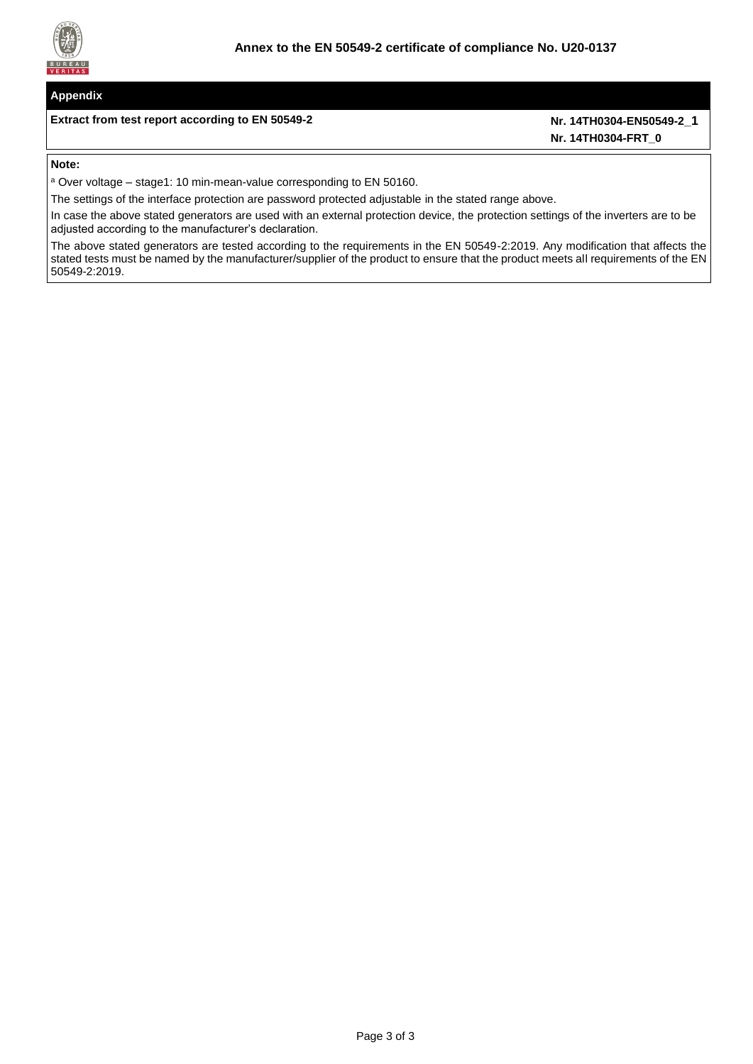**Annex to the EN 50549-2 certificate of compliance No. U20-0137**

## Appendix

**Extract from test report according to EN 50549-2**

**Nr. 14TH0304-EN50549-2_1**
**Nr. 14TH0304-FRT_0**

**Note:**

[a] Over voltage – stage1: 10 min-mean-value corresponding to EN 50160.

The settings of the interface protection are password protected adjustable in the stated range above.

In case the above stated generators are used with an external protection device, the protection settings of the inverters are to be adjusted according to the manufacturer's declaration.

The above stated generators are tested according to the requirements in the EN 50549-2:2019. Any modification that affects the stated tests must be named by the manufacturer/supplier of the product to ensure that the product meets all requirements of the EN 50549-2:2019.